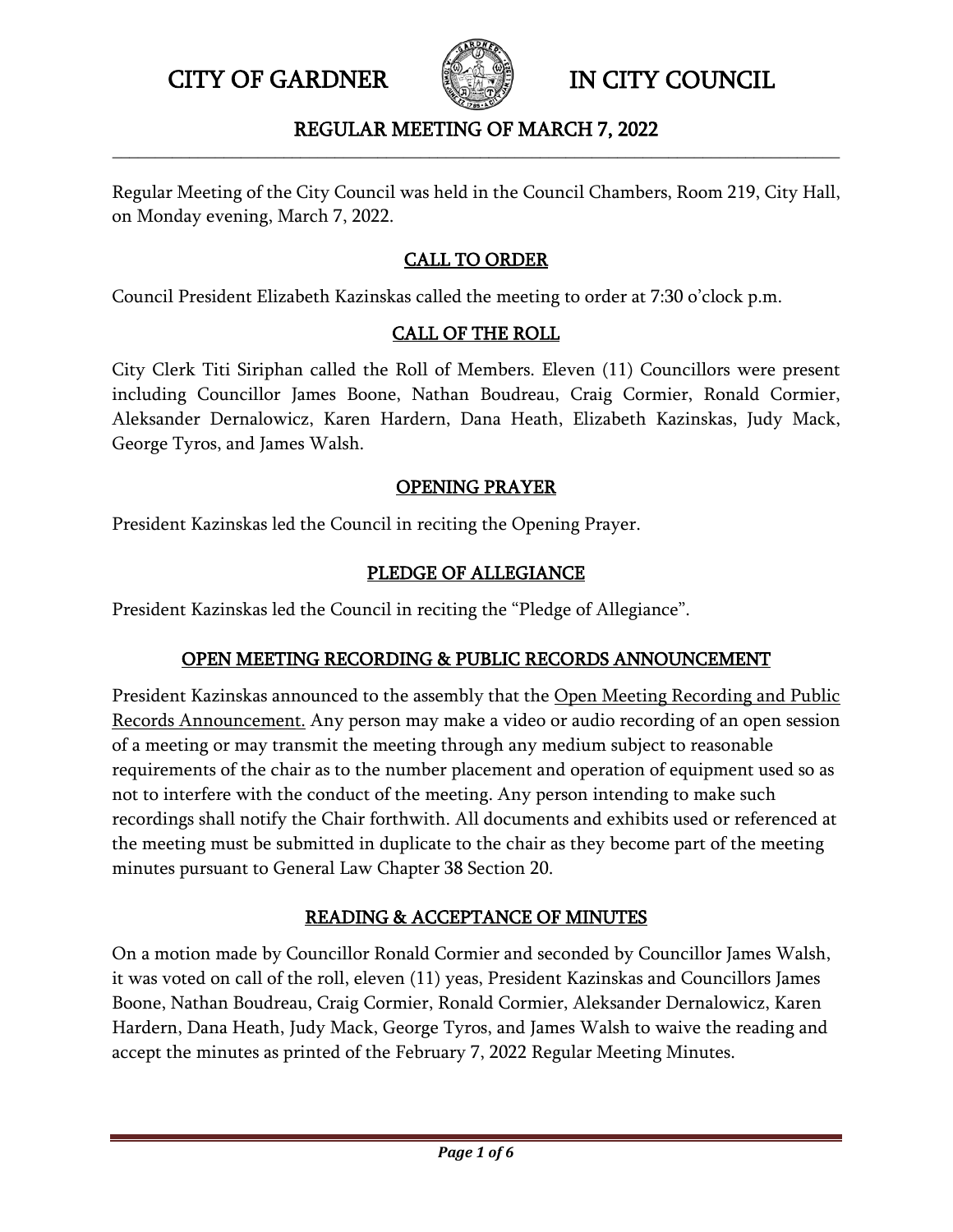# CITY OF GARDNER IN CITY COUNCIL

## REGULAR MEETING OF MARCH 7, 2022

Regular Meeting of the City Council was held in the Council Chambers, Room 219, City Hall, on Monday evening, March 7, 2022.

### CALL TO ORDER

Council President Elizabeth Kazinskas called the meeting to order at 7:30 o'clock p.m.

### CALL OF THE ROLL

City Clerk Titi Siriphan called the Roll of Members. Eleven (11) Councillors were present including Councillor James Boone, Nathan Boudreau, Craig Cormier, Ronald Cormier, Aleksander Dernalowicz, Karen Hardern, Dana Heath, Elizabeth Kazinskas, Judy Mack, George Tyros, and James Walsh.

### OPENING PRAYER

President Kazinskas led the Council in reciting the Opening Prayer.

### PLEDGE OF ALLEGIANCE

President Kazinskas led the Council in reciting the "Pledge of Allegiance".

### OPEN MEETING RECORDING & PUBLIC RECORDS ANNOUNCEMENT

President Kazinskas announced to the assembly that the Open Meeting Recording and Public Records Announcement. Any person may make a video or audio recording of an open session of a meeting or may transmit the meeting through any medium subject to reasonable requirements of the chair as to the number placement and operation of equipment used so as not to interfere with the conduct of the meeting. Any person intending to make such recordings shall notify the Chair forthwith. All documents and exhibits used or referenced at the meeting must be submitted in duplicate to the chair as they become part of the meeting minutes pursuant to General Law Chapter 38 Section 20.

### READING & ACCEPTANCE OF MINUTES

On a motion made by Councillor Ronald Cormier and seconded by Councillor James Walsh, it was voted on call of the roll, eleven (11) yeas, President Kazinskas and Councillors James Boone, Nathan Boudreau, Craig Cormier, Ronald Cormier, Aleksander Dernalowicz, Karen Hardern, Dana Heath, Judy Mack, George Tyros, and James Walsh to waive the reading and accept the minutes as printed of the February 7, 2022 Regular Meeting Minutes.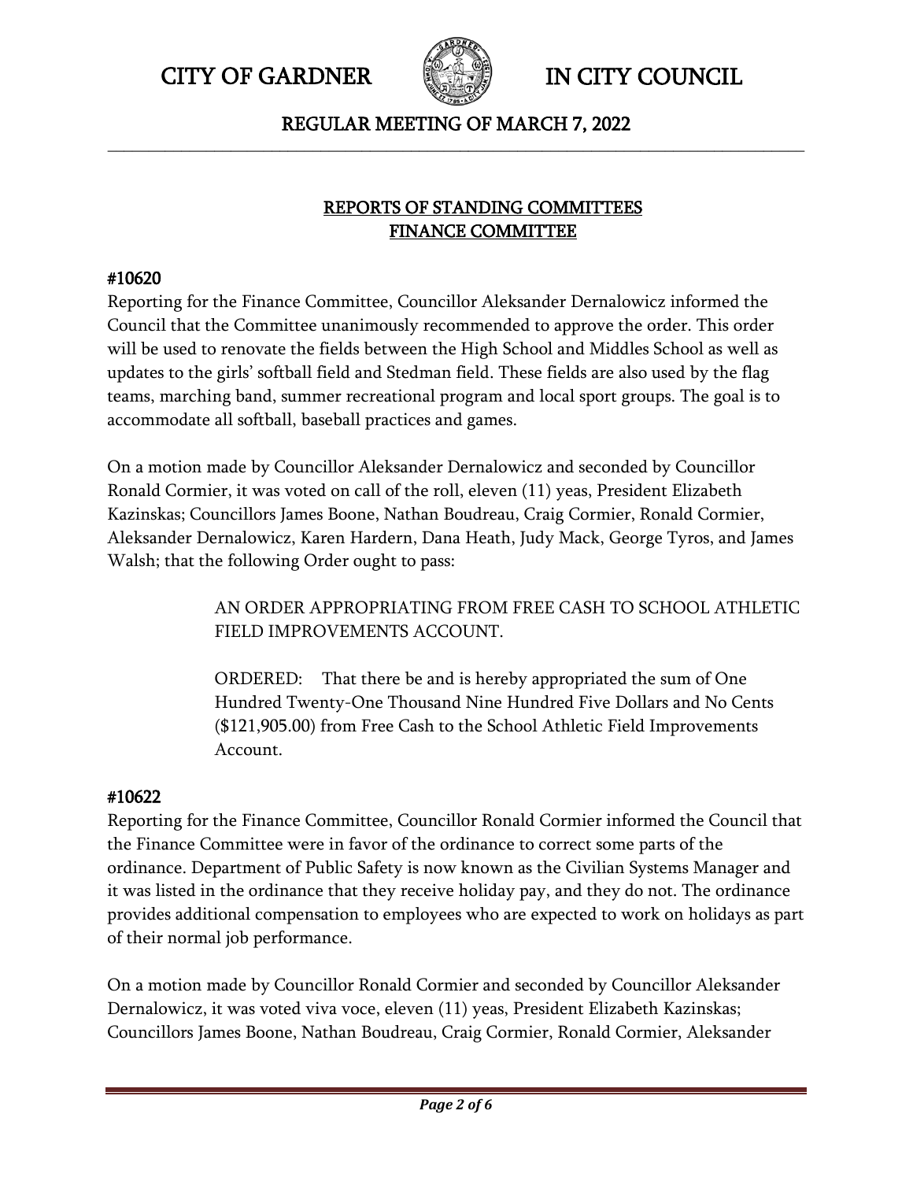## REPORTS OF STANDING COMMITTEES
## FINANCE COMMITTEE

**#10620**

Reporting for the Finance Committee, Councillor Aleksander Dernalowicz informed the Council that the Committee unanimously recommended to approve the order. This order will be used to renovate the fields between the High School and Middles School as well as updates to the girls' softball field and Stedman field. These fields are also used by the flag teams, marching band, summer recreational program and local sport groups. The goal is to accommodate all softball, baseball practices and games.

On a motion made by Councillor Aleksander Dernalowicz and seconded by Councillor Ronald Cormier, it was voted on call of the roll, eleven (11) yeas, President Elizabeth Kazinskas; Councillors James Boone, Nathan Boudreau, Craig Cormier, Ronald Cormier, Aleksander Dernalowicz, Karen Hardern, Dana Heath, Judy Mack, George Tyros, and James Walsh; that the following Order ought to pass:

> AN ORDER APPROPRIATING FROM FREE CASH TO SCHOOL ATHLETIC FIELD IMPROVEMENTS ACCOUNT.
>
> ORDERED: That there be and is hereby appropriated the sum of One Hundred Twenty-One Thousand Nine Hundred Five Dollars and No Cents ($121,905.00) from Free Cash to the School Athletic Field Improvements Account.

**#10622**

Reporting for the Finance Committee, Councillor Ronald Cormier informed the Council that the Finance Committee were in favor of the ordinance to correct some parts of the ordinance. Department of Public Safety is now known as the Civilian Systems Manager and it was listed in the ordinance that they receive holiday pay, and they do not. The ordinance provides additional compensation to employees who are expected to work on holidays as part of their normal job performance.

On a motion made by Councillor Ronald Cormier and seconded by Councillor Aleksander Dernalowicz, it was voted viva voce, eleven (11) yeas, President Elizabeth Kazinskas; Councillors James Boone, Nathan Boudreau, Craig Cormier, Ronald Cormier, Aleksander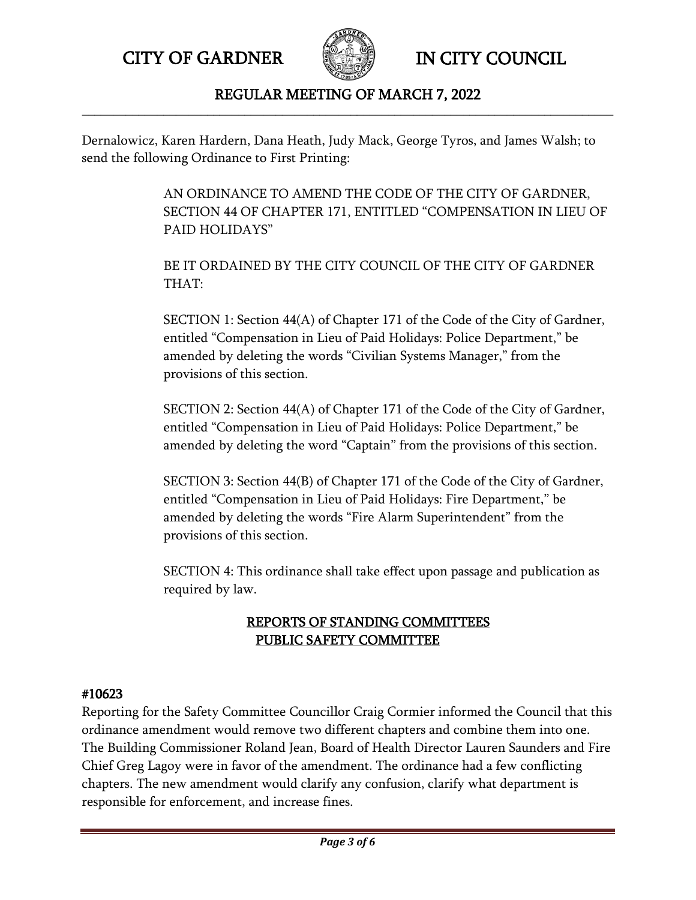Dernalowicz, Karen Hardern, Dana Heath, Judy Mack, George Tyros, and James Walsh; to send the following Ordinance to First Printing:

> AN ORDINANCE TO AMEND THE CODE OF THE CITY OF GARDNER, SECTION 44 OF CHAPTER 171, ENTITLED "COMPENSATION IN LIEU OF PAID HOLIDAYS"
>
> BE IT ORDAINED BY THE CITY COUNCIL OF THE CITY OF GARDNER THAT:
>
> SECTION 1: Section 44(A) of Chapter 171 of the Code of the City of Gardner, entitled "Compensation in Lieu of Paid Holidays: Police Department," be amended by deleting the words "Civilian Systems Manager," from the provisions of this section.
>
> SECTION 2: Section 44(A) of Chapter 171 of the Code of the City of Gardner, entitled "Compensation in Lieu of Paid Holidays: Police Department," be amended by deleting the word "Captain" from the provisions of this section.
>
> SECTION 3: Section 44(B) of Chapter 171 of the Code of the City of Gardner, entitled "Compensation in Lieu of Paid Holidays: Fire Department," be amended by deleting the words "Fire Alarm Superintendent" from the provisions of this section.
>
> SECTION 4: This ordinance shall take effect upon passage and publication as required by law.

## REPORTS OF STANDING COMMITTEES
## PUBLIC SAFETY COMMITTEE

**#10623**

Reporting for the Safety Committee Councillor Craig Cormier informed the Council that this ordinance amendment would remove two different chapters and combine them into one. The Building Commissioner Roland Jean, Board of Health Director Lauren Saunders and Fire Chief Greg Lagoy were in favor of the amendment. The ordinance had a few conflicting chapters. The new amendment would clarify any confusion, clarify what department is responsible for enforcement, and increase fines.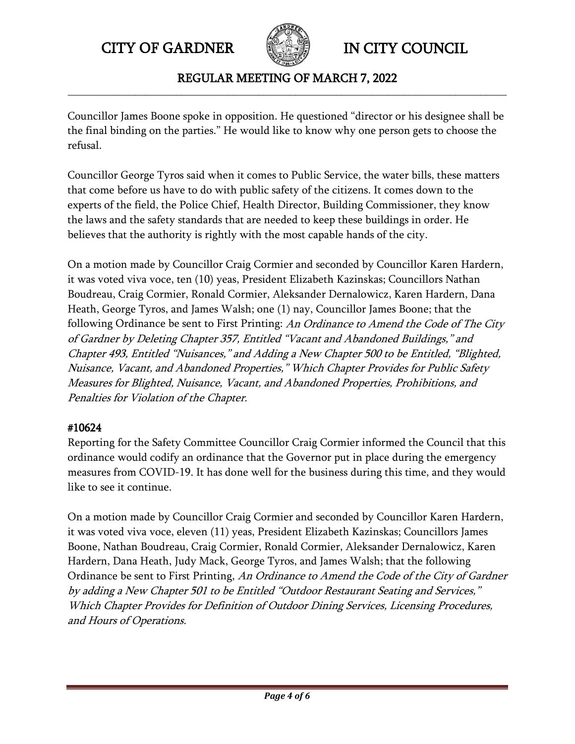Councillor James Boone spoke in opposition. He questioned "director or his designee shall be the final binding on the parties." He would like to know why one person gets to choose the refusal.

Councillor George Tyros said when it comes to Public Service, the water bills, these matters that come before us have to do with public safety of the citizens. It comes down to the experts of the field, the Police Chief, Health Director, Building Commissioner, they know the laws and the safety standards that are needed to keep these buildings in order. He believes that the authority is rightly with the most capable hands of the city.

On a motion made by Councillor Craig Cormier and seconded by Councillor Karen Hardern, it was voted viva voce, ten (10) yeas, President Elizabeth Kazinskas; Councillors Nathan Boudreau, Craig Cormier, Ronald Cormier, Aleksander Dernalowicz, Karen Hardern, Dana Heath, George Tyros, and James Walsh; one (1) nay, Councillor James Boone; that the following Ordinance be sent to First Printing: *An Ordinance to Amend the Code of The City of Gardner by Deleting Chapter 357, Entitled "Vacant and Abandoned Buildings," and Chapter 493, Entitled "Nuisances," and Adding a New Chapter 500 to be Entitled, "Blighted, Nuisance, Vacant, and Abandoned Properties," Which Chapter Provides for Public Safety Measures for Blighted, Nuisance, Vacant, and Abandoned Properties, Prohibitions, and Penalties for Violation of the Chapter.*

**#10624**
Reporting for the Safety Committee Councillor Craig Cormier informed the Council that this ordinance would codify an ordinance that the Governor put in place during the emergency measures from COVID-19. It has done well for the business during this time, and they would like to see it continue.

On a motion made by Councillor Craig Cormier and seconded by Councillor Karen Hardern, it was voted viva voce, eleven (11) yeas, President Elizabeth Kazinskas; Councillors James Boone, Nathan Boudreau, Craig Cormier, Ronald Cormier, Aleksander Dernalowicz, Karen Hardern, Dana Heath, Judy Mack, George Tyros, and James Walsh; that the following Ordinance be sent to First Printing, *An Ordinance to Amend the Code of the City of Gardner by adding a New Chapter 501 to be Entitled "Outdoor Restaurant Seating and Services," Which Chapter Provides for Definition of Outdoor Dining Services, Licensing Procedures, and Hours of Operations.*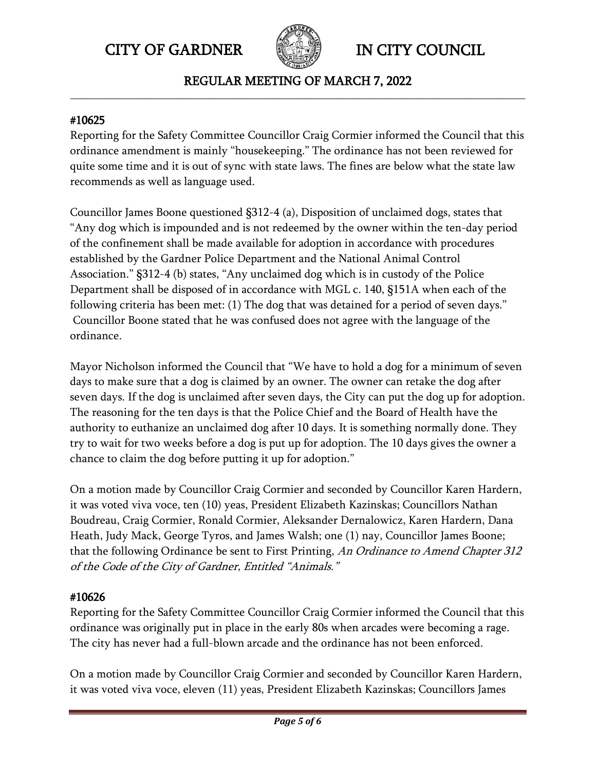#### #10625

Reporting for the Safety Committee Councillor Craig Cormier informed the Council that this ordinance amendment is mainly "housekeeping." The ordinance has not been reviewed for quite some time and it is out of sync with state laws. The fines are below what the state law recommends as well as language used.

Councillor James Boone questioned §312-4 (a), Disposition of unclaimed dogs, states that "Any dog which is impounded and is not redeemed by the owner within the ten-day period of the confinement shall be made available for adoption in accordance with procedures established by the Gardner Police Department and the National Animal Control Association." §312-4 (b) states, "Any unclaimed dog which is in custody of the Police Department shall be disposed of in accordance with MGL c. 140, §151A when each of the following criteria has been met: (1) The dog that was detained for a period of seven days." Councillor Boone stated that he was confused does not agree with the language of the ordinance.

Mayor Nicholson informed the Council that "We have to hold a dog for a minimum of seven days to make sure that a dog is claimed by an owner. The owner can retake the dog after seven days. If the dog is unclaimed after seven days, the City can put the dog up for adoption. The reasoning for the ten days is that the Police Chief and the Board of Health have the authority to euthanize an unclaimed dog after 10 days. It is something normally done. They try to wait for two weeks before a dog is put up for adoption. The 10 days gives the owner a chance to claim the dog before putting it up for adoption."

On a motion made by Councillor Craig Cormier and seconded by Councillor Karen Hardern, it was voted viva voce, ten (10) yeas, President Elizabeth Kazinskas; Councillors Nathan Boudreau, Craig Cormier, Ronald Cormier, Aleksander Dernalowicz, Karen Hardern, Dana Heath, Judy Mack, George Tyros, and James Walsh; one (1) nay, Councillor James Boone; that the following Ordinance be sent to First Printing, *An Ordinance to Amend Chapter 312 of the Code of the City of Gardner, Entitled "Animals."*

#### #10626

Reporting for the Safety Committee Councillor Craig Cormier informed the Council that this ordinance was originally put in place in the early 80s when arcades were becoming a rage. The city has never had a full-blown arcade and the ordinance has not been enforced.

On a motion made by Councillor Craig Cormier and seconded by Councillor Karen Hardern, it was voted viva voce, eleven (11) yeas, President Elizabeth Kazinskas; Councillors James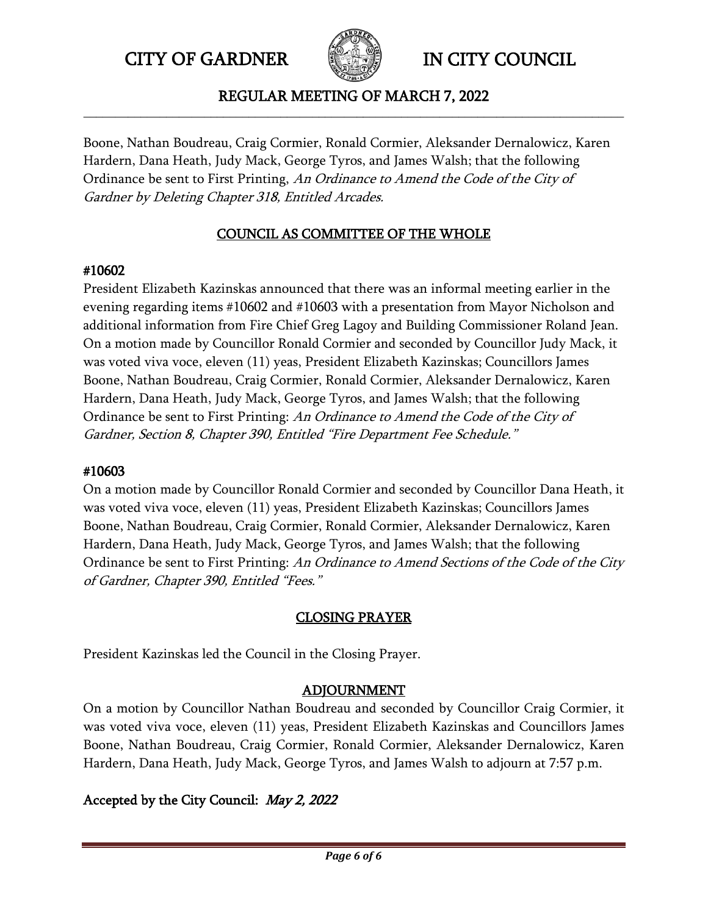Boone, Nathan Boudreau, Craig Cormier, Ronald Cormier, Aleksander Dernalowicz, Karen Hardern, Dana Heath, Judy Mack, George Tyros, and James Walsh; that the following Ordinance be sent to First Printing, *An Ordinance to Amend the Code of the City of Gardner by Deleting Chapter 318, Entitled Arcades.*

## COUNCIL AS COMMITTEE OF THE WHOLE

**#10602**

President Elizabeth Kazinskas announced that there was an informal meeting earlier in the evening regarding items #10602 and #10603 with a presentation from Mayor Nicholson and additional information from Fire Chief Greg Lagoy and Building Commissioner Roland Jean. On a motion made by Councillor Ronald Cormier and seconded by Councillor Judy Mack, it was voted viva voce, eleven (11) yeas, President Elizabeth Kazinskas; Councillors James Boone, Nathan Boudreau, Craig Cormier, Ronald Cormier, Aleksander Dernalowicz, Karen Hardern, Dana Heath, Judy Mack, George Tyros, and James Walsh; that the following Ordinance be sent to First Printing: *An Ordinance to Amend the Code of the City of Gardner, Section 8, Chapter 390, Entitled "Fire Department Fee Schedule."*

**#10603**

On a motion made by Councillor Ronald Cormier and seconded by Councillor Dana Heath, it was voted viva voce, eleven (11) yeas, President Elizabeth Kazinskas; Councillors James Boone, Nathan Boudreau, Craig Cormier, Ronald Cormier, Aleksander Dernalowicz, Karen Hardern, Dana Heath, Judy Mack, George Tyros, and James Walsh; that the following Ordinance be sent to First Printing: *An Ordinance to Amend Sections of the Code of the City of Gardner, Chapter 390, Entitled "Fees."*

## CLOSING PRAYER

President Kazinskas led the Council in the Closing Prayer.

## ADJOURNMENT

On a motion by Councillor Nathan Boudreau and seconded by Councillor Craig Cormier, it was voted viva voce, eleven (11) yeas, President Elizabeth Kazinskas and Councillors James Boone, Nathan Boudreau, Craig Cormier, Ronald Cormier, Aleksander Dernalowicz, Karen Hardern, Dana Heath, Judy Mack, George Tyros, and James Walsh to adjourn at 7:57 p.m.

**Accepted by the City Council:** ***May 2, 2022***